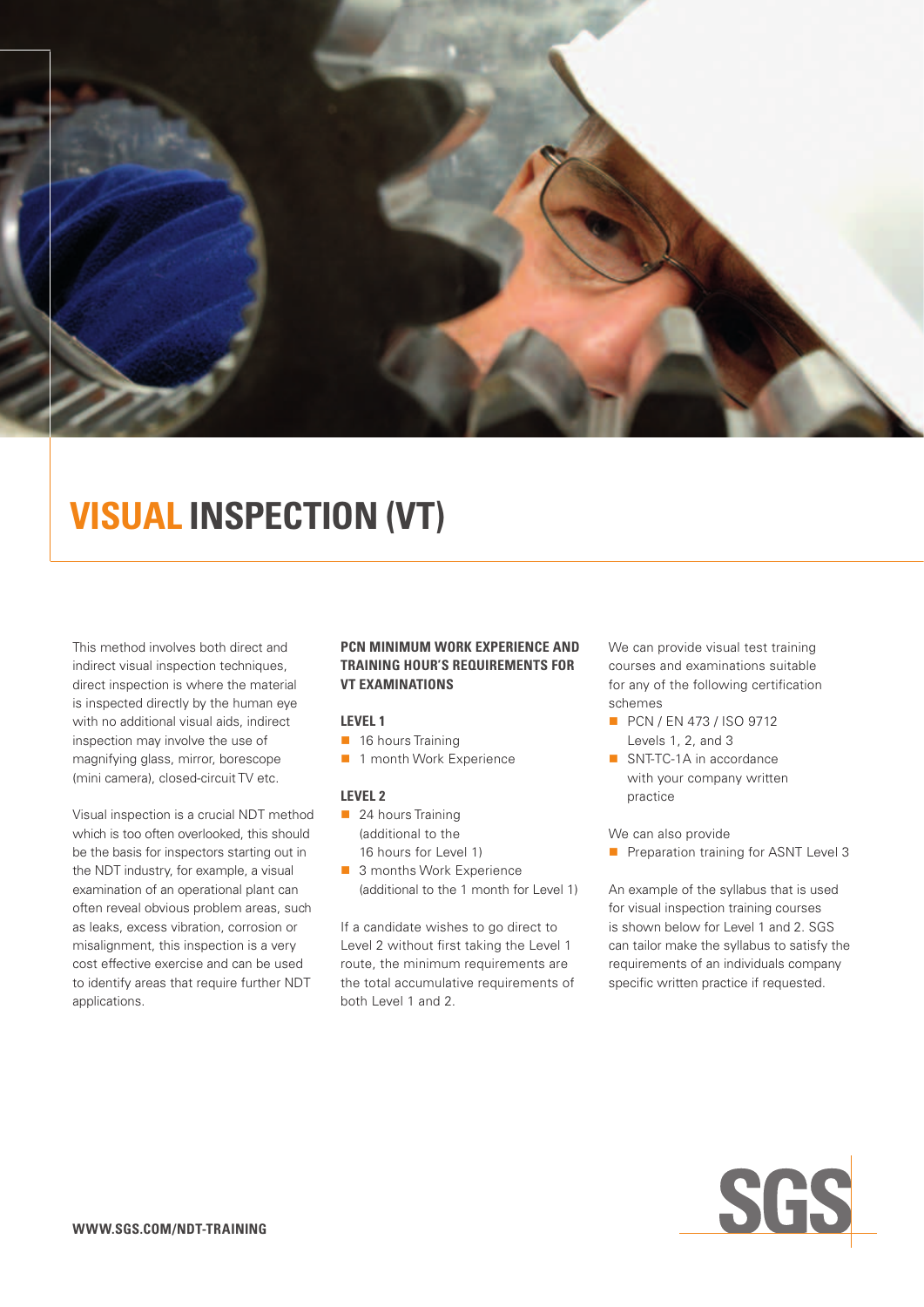# VISUAL INSPECTION (VT)

This method involves both direct and indirect visual inspection techniques, direct inspection is where the material is inspected directly by the human eye with no additional visual aids, indirect inspection may involve the use of magnifying glass, mirror, borescope (mini camera), closed-circuit TV etc.

Visual inspection is a crucial NDT method which is too often overlooked, this should be the basis for inspectors starting out in the NDT industry, for example, a visual examination of an operational plant can often reveal obvious problem areas, such as leaks, excess vibration, corrosion or misalignment, this inspection is a very cost effective exercise and can be used to identify areas that require further NDT applications.

### PCN MINIMUM WORK EXPERIENCE AND TRAINING HOUR'S REQUIREMENTS FOR VT EXAMINATIONS

#### LEVEL 1

- 16 hours Training
- 1 month Work Experience

#### LEVEL 2

- 24 hours Training (additional to the 16 hours for Level 1)
- 3 months Work Experience (additional to the 1 month for Level 1)

If a candidate wishes to go direct to Level 2 without first taking the Level 1 route, the minimum requirements are the total accumulative requirements of both Level 1 and 2.

We can provide visual test training courses and examinations suitable for any of the following certification schemes

- PCN / EN 473 / ISO 9712 Levels 1, 2, and 3
- SNT-TC-1A in accordance with your company written practice

We can also provide

- Preparation training for ASNT Level 3

An example of the syllabus that is used for visual inspection training courses is shown below for Level 1 and 2. SGS can tailor make the syllabus to satisfy the requirements of an individuals company specific written practice if requested.

WWW.SGS.COM/NDT-TRAINING

SGS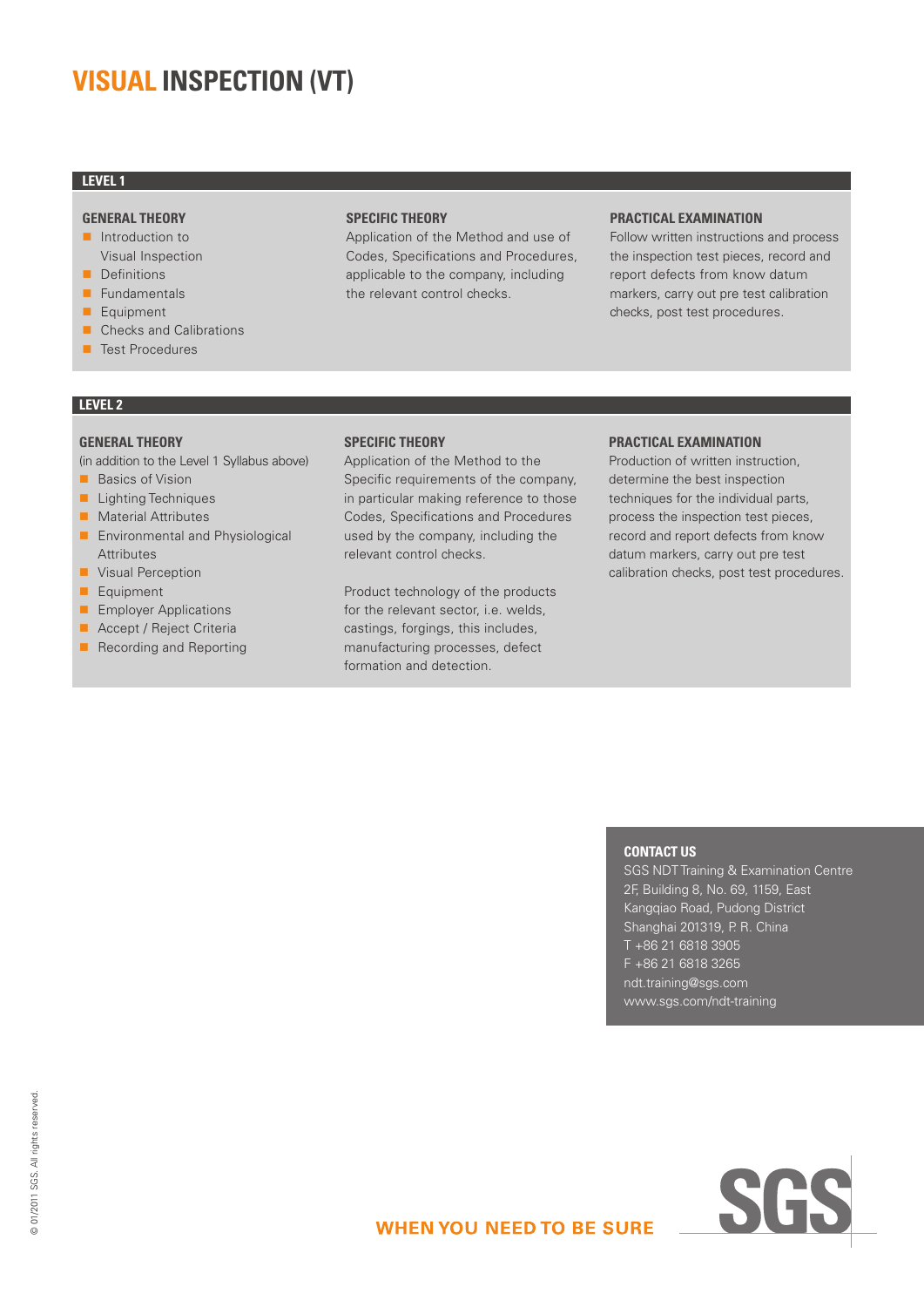# VISUAL INSPECTION (VT)

## LEVEL 1

### GENERAL THEORY

- Introduction to Visual Inspection
- Definitions
- Fundamentals
- Equipment
- Checks and Calibrations
- Test Procedures

### SPECIFIC THEORY

Application of the Method and use of Codes, Specifications and Procedures, applicable to the company, including the relevant control checks.

### PRACTICAL EXAMINATION

Follow written instructions and process the inspection test pieces, record and report defects from know datum markers, carry out pre test calibration checks, post test procedures.

## LEVEL 2

### GENERAL THEORY

(in addition to the Level 1 Syllabus above)

- Basics of Vision
- Lighting Techniques
- Material Attributes
- Environmental and Physiological Attributes
- Visual Perception
- Equipment
- Employer Applications
- Accept / Reject Criteria
- Recording and Reporting

### SPECIFIC THEORY

Application of the Method to the Specific requirements of the company, in particular making reference to those Codes, Specifications and Procedures used by the company, including the relevant control checks.

Product technology of the products for the relevant sector, i.e. welds, castings, forgings, this includes, manufacturing processes, defect formation and detection.

### PRACTICAL EXAMINATION

Production of written instruction, determine the best inspection techniques for the individual parts, process the inspection test pieces, record and report defects from know datum markers, carry out pre test calibration checks, post test procedures.

### CONTACT US

SGS NDT Training & Examination Centre
2F, Building 8, No. 69, 1159, East Kangqiao Road, Pudong District
Shanghai 201319, P. R. China
T +86 21 6818 3905
F +86 21 6818 3265
ndt.training@sgs.com
www.sgs.com/ndt-training

© 01/2011 SGS. All rights reserved.

WHEN YOU NEED TO BE SURE

SGS